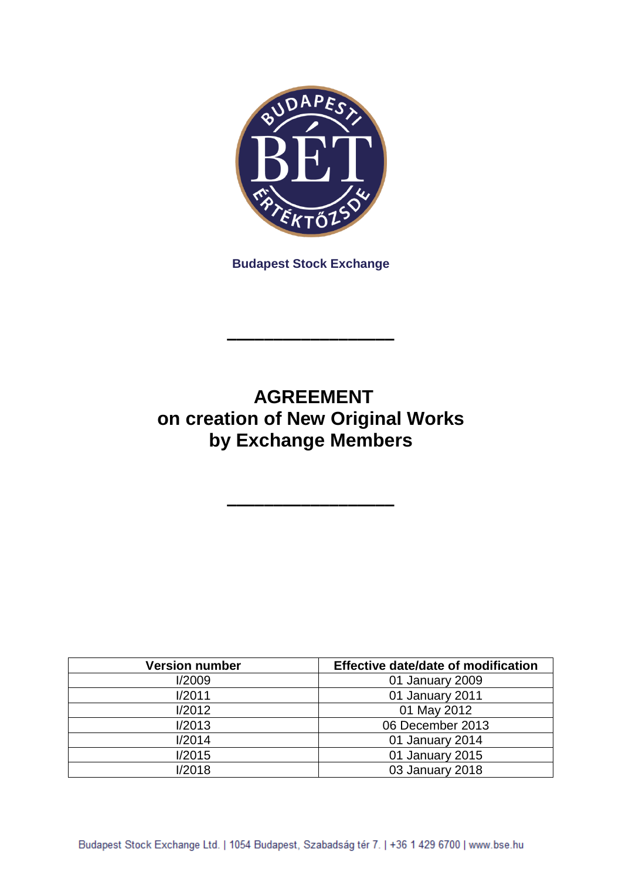Budapest Stock Exchange

# AGREEMENT
# on creation of New Original Works
# by Exchange Members

| Version number | Effective date/date of modification |
|---|---|
| I/2009 | 01 January 2009 |
| I/2011 | 01 January 2011 |
| I/2012 | 01 May 2012 |
| I/2013 | 06 December 2013 |
| I/2014 | 01 January 2014 |
| I/2015 | 01 January 2015 |
| I/2018 | 03 January 2018 |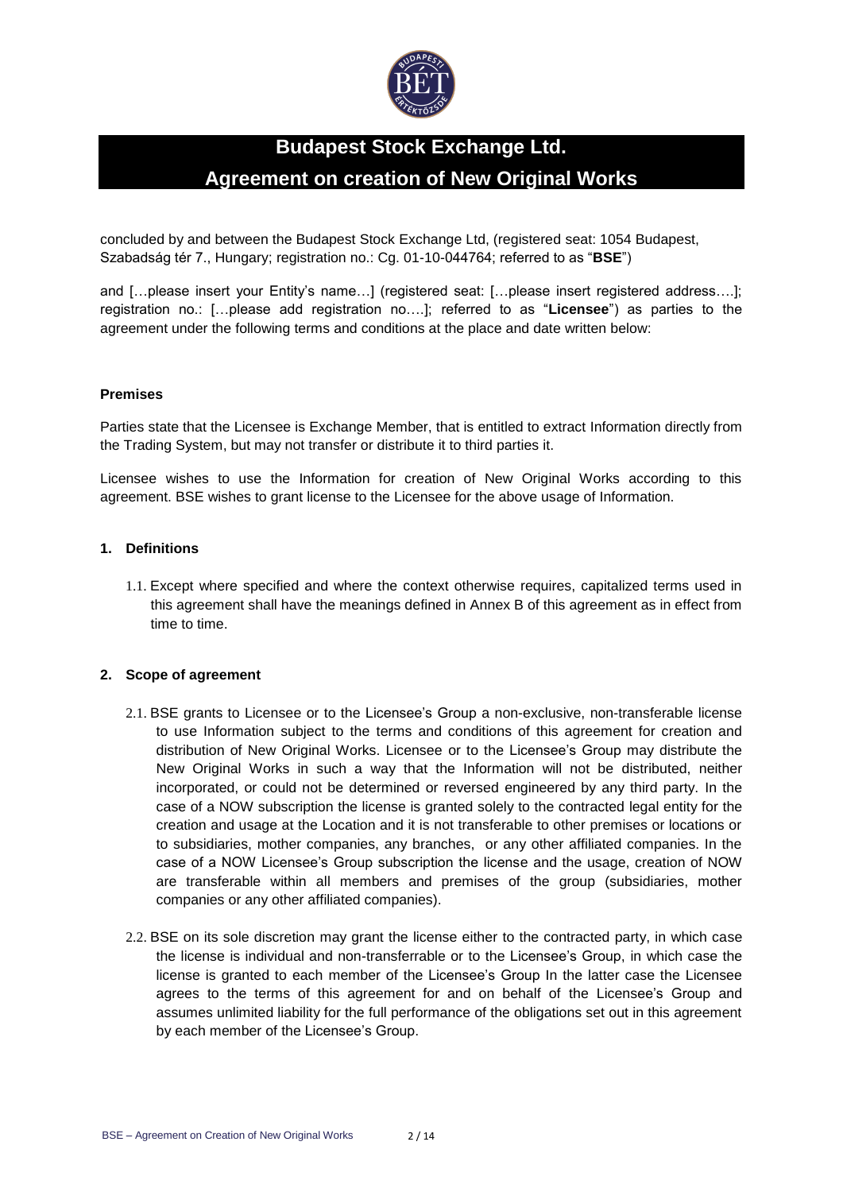# Budapest Stock Exchange Ltd.
# Agreement on creation of New Original Works

concluded by and between the Budapest Stock Exchange Ltd, (registered seat: 1054 Budapest, Szabadság tér 7., Hungary; registration no.: Cg. 01-10-044764; referred to as "**BSE**")

and […please insert your Entity's name…] (registered seat: […please insert registered address….]; registration no.: […please add registration no….]; referred to as "**Licensee**") as parties to the agreement under the following terms and conditions at the place and date written below:

**Premises**

Parties state that the Licensee is Exchange Member, that is entitled to extract Information directly from the Trading System, but may not transfer or distribute it to third parties it.

Licensee wishes to use the Information for creation of New Original Works according to this agreement. BSE wishes to grant license to the Licensee for the above usage of Information.

## 1. Definitions

1.1. Except where specified and where the context otherwise requires, capitalized terms used in this agreement shall have the meanings defined in Annex B of this agreement as in effect from time to time.

## 2. Scope of agreement

2.1. BSE grants to Licensee or to the Licensee's Group a non-exclusive, non-transferable license to use Information subject to the terms and conditions of this agreement for creation and distribution of New Original Works. Licensee or to the Licensee's Group may distribute the New Original Works in such a way that the Information will not be distributed, neither incorporated, or could not be determined or reversed engineered by any third party. In the case of a NOW subscription the license is granted solely to the contracted legal entity for the creation and usage at the Location and it is not transferable to other premises or locations or to subsidiaries, mother companies, any branches, or any other affiliated companies. In the case of a NOW Licensee's Group subscription the license and the usage, creation of NOW are transferable within all members and premises of the group (subsidiaries, mother companies or any other affiliated companies).

2.2. BSE on its sole discretion may grant the license either to the contracted party, in which case the license is individual and non-transferrable or to the Licensee's Group, in which case the license is granted to each member of the Licensee's Group In the latter case the Licensee agrees to the terms of this agreement for and on behalf of the Licensee's Group and assumes unlimited liability for the full performance of the obligations set out in this agreement by each member of the Licensee's Group.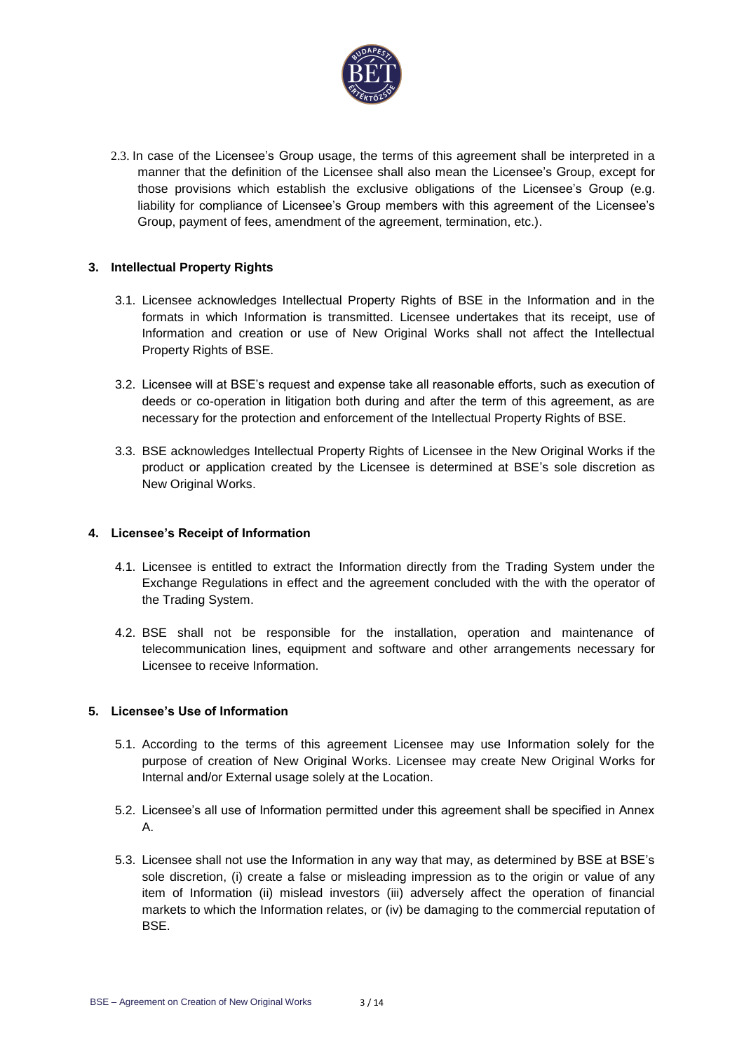2.3. In case of the Licensee's Group usage, the terms of this agreement shall be interpreted in a manner that the definition of the Licensee shall also mean the Licensee's Group, except for those provisions which establish the exclusive obligations of the Licensee's Group (e.g. liability for compliance of Licensee's Group members with this agreement of the Licensee's Group, payment of fees, amendment of the agreement, termination, etc.).

## 3. Intellectual Property Rights

3.1. Licensee acknowledges Intellectual Property Rights of BSE in the Information and in the formats in which Information is transmitted. Licensee undertakes that its receipt, use of Information and creation or use of New Original Works shall not affect the Intellectual Property Rights of BSE.

3.2. Licensee will at BSE's request and expense take all reasonable efforts, such as execution of deeds or co-operation in litigation both during and after the term of this agreement, as are necessary for the protection and enforcement of the Intellectual Property Rights of BSE.

3.3. BSE acknowledges Intellectual Property Rights of Licensee in the New Original Works if the product or application created by the Licensee is determined at BSE's sole discretion as New Original Works.

## 4. Licensee's Receipt of Information

4.1. Licensee is entitled to extract the Information directly from the Trading System under the Exchange Regulations in effect and the agreement concluded with the with the operator of the Trading System.

4.2. BSE shall not be responsible for the installation, operation and maintenance of telecommunication lines, equipment and software and other arrangements necessary for Licensee to receive Information.

## 5. Licensee's Use of Information

5.1. According to the terms of this agreement Licensee may use Information solely for the purpose of creation of New Original Works. Licensee may create New Original Works for Internal and/or External usage solely at the Location.

5.2. Licensee's all use of Information permitted under this agreement shall be specified in Annex A.

5.3. Licensee shall not use the Information in any way that may, as determined by BSE at BSE's sole discretion, (i) create a false or misleading impression as to the origin or value of any item of Information (ii) mislead investors (iii) adversely affect the operation of financial markets to which the Information relates, or (iv) be damaging to the commercial reputation of BSE.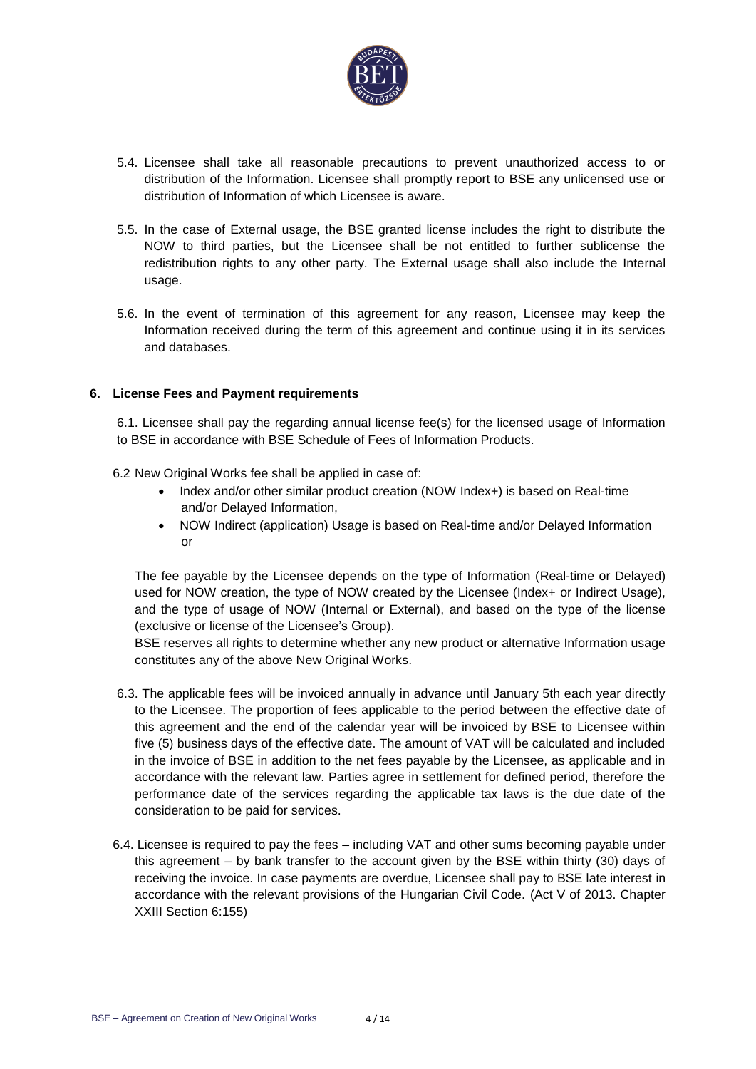5.4. Licensee shall take all reasonable precautions to prevent unauthorized access to or distribution of the Information. Licensee shall promptly report to BSE any unlicensed use or distribution of Information of which Licensee is aware.

5.5. In the case of External usage, the BSE granted license includes the right to distribute the NOW to third parties, but the Licensee shall be not entitled to further sublicense the redistribution rights to any other party. The External usage shall also include the Internal usage.

5.6. In the event of termination of this agreement for any reason, Licensee may keep the Information received during the term of this agreement and continue using it in its services and databases.

## 6. License Fees and Payment requirements

6.1. Licensee shall pay the regarding annual license fee(s) for the licensed usage of Information to BSE in accordance with BSE Schedule of Fees of Information Products.

6.2 New Original Works fee shall be applied in case of:

- Index and/or other similar product creation (NOW Index+) is based on Real-time and/or Delayed Information,
- NOW Indirect (application) Usage is based on Real-time and/or Delayed Information or

The fee payable by the Licensee depends on the type of Information (Real-time or Delayed) used for NOW creation, the type of NOW created by the Licensee (Index+ or Indirect Usage), and the type of usage of NOW (Internal or External), and based on the type of the license (exclusive or license of the Licensee's Group).

BSE reserves all rights to determine whether any new product or alternative Information usage constitutes any of the above New Original Works.

6.3. The applicable fees will be invoiced annually in advance until January 5th each year directly to the Licensee. The proportion of fees applicable to the period between the effective date of this agreement and the end of the calendar year will be invoiced by BSE to Licensee within five (5) business days of the effective date. The amount of VAT will be calculated and included in the invoice of BSE in addition to the net fees payable by the Licensee, as applicable and in accordance with the relevant law. Parties agree in settlement for defined period, therefore the performance date of the services regarding the applicable tax laws is the due date of the consideration to be paid for services.

6.4. Licensee is required to pay the fees – including VAT and other sums becoming payable under this agreement – by bank transfer to the account given by the BSE within thirty (30) days of receiving the invoice. In case payments are overdue, Licensee shall pay to BSE late interest in accordance with the relevant provisions of the Hungarian Civil Code. (Act V of 2013. Chapter XXIII Section 6:155)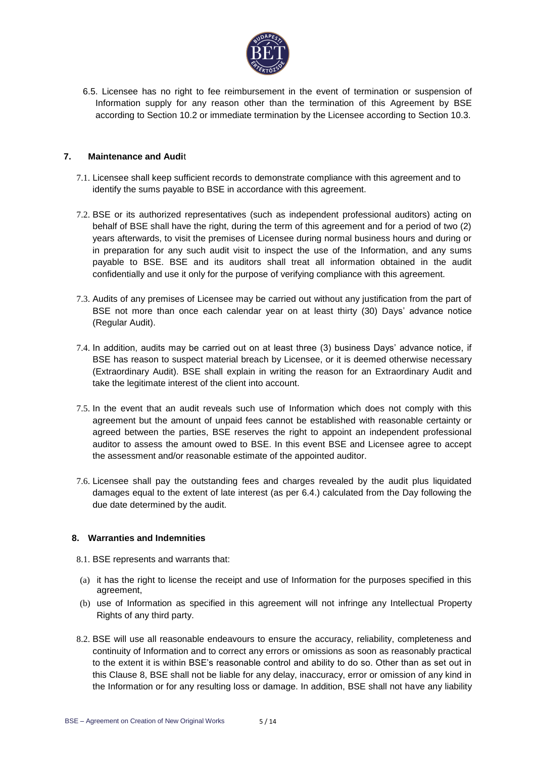6.5. Licensee has no right to fee reimbursement in the event of termination or suspension of Information supply for any reason other than the termination of this Agreement by BSE according to Section 10.2 or immediate termination by the Licensee according to Section 10.3.

## 7. Maintenance and Audit

7.1. Licensee shall keep sufficient records to demonstrate compliance with this agreement and to identify the sums payable to BSE in accordance with this agreement.

7.2. BSE or its authorized representatives (such as independent professional auditors) acting on behalf of BSE shall have the right, during the term of this agreement and for a period of two (2) years afterwards, to visit the premises of Licensee during normal business hours and during or in preparation for any such audit visit to inspect the use of the Information, and any sums payable to BSE. BSE and its auditors shall treat all information obtained in the audit confidentially and use it only for the purpose of verifying compliance with this agreement.

7.3. Audits of any premises of Licensee may be carried out without any justification from the part of BSE not more than once each calendar year on at least thirty (30) Days' advance notice (Regular Audit).

7.4. In addition, audits may be carried out on at least three (3) business Days' advance notice, if BSE has reason to suspect material breach by Licensee, or it is deemed otherwise necessary (Extraordinary Audit). BSE shall explain in writing the reason for an Extraordinary Audit and take the legitimate interest of the client into account.

7.5. In the event that an audit reveals such use of Information which does not comply with this agreement but the amount of unpaid fees cannot be established with reasonable certainty or agreed between the parties, BSE reserves the right to appoint an independent professional auditor to assess the amount owed to BSE. In this event BSE and Licensee agree to accept the assessment and/or reasonable estimate of the appointed auditor.

7.6. Licensee shall pay the outstanding fees and charges revealed by the audit plus liquidated damages equal to the extent of late interest (as per 6.4.) calculated from the Day following the due date determined by the audit.

## 8. Warranties and Indemnities

8.1. BSE represents and warrants that:

(a) it has the right to license the receipt and use of Information for the purposes specified in this agreement,

(b) use of Information as specified in this agreement will not infringe any Intellectual Property Rights of any third party.

8.2. BSE will use all reasonable endeavours to ensure the accuracy, reliability, completeness and continuity of Information and to correct any errors or omissions as soon as reasonably practical to the extent it is within BSE's reasonable control and ability to do so. Other than as set out in this Clause 8, BSE shall not be liable for any delay, inaccuracy, error or omission of any kind in the Information or for any resulting loss or damage. In addition, BSE shall not have any liability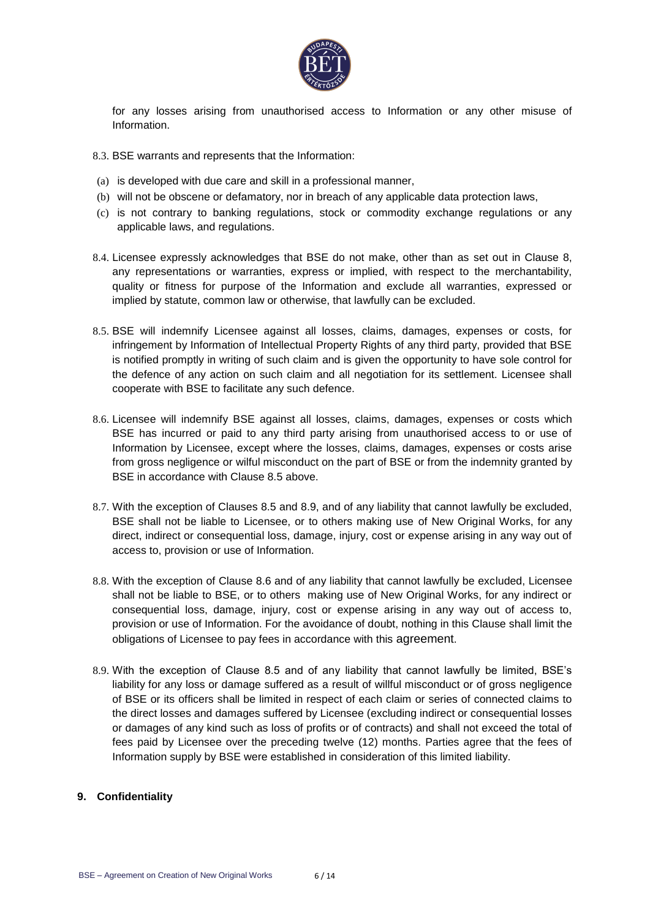for any losses arising from unauthorised access to Information or any other misuse of Information.

8.3. BSE warrants and represents that the Information:

(a) is developed with due care and skill in a professional manner,
(b) will not be obscene or defamatory, nor in breach of any applicable data protection laws,
(c) is not contrary to banking regulations, stock or commodity exchange regulations or any applicable laws, and regulations.

8.4. Licensee expressly acknowledges that BSE do not make, other than as set out in Clause 8, any representations or warranties, express or implied, with respect to the merchantability, quality or fitness for purpose of the Information and exclude all warranties, expressed or implied by statute, common law or otherwise, that lawfully can be excluded.

8.5. BSE will indemnify Licensee against all losses, claims, damages, expenses or costs, for infringement by Information of Intellectual Property Rights of any third party, provided that BSE is notified promptly in writing of such claim and is given the opportunity to have sole control for the defence of any action on such claim and all negotiation for its settlement. Licensee shall cooperate with BSE to facilitate any such defence.

8.6. Licensee will indemnify BSE against all losses, claims, damages, expenses or costs which BSE has incurred or paid to any third party arising from unauthorised access to or use of Information by Licensee, except where the losses, claims, damages, expenses or costs arise from gross negligence or wilful misconduct on the part of BSE or from the indemnity granted by BSE in accordance with Clause 8.5 above.

8.7. With the exception of Clauses 8.5 and 8.9, and of any liability that cannot lawfully be excluded, BSE shall not be liable to Licensee, or to others making use of New Original Works, for any direct, indirect or consequential loss, damage, injury, cost or expense arising in any way out of access to, provision or use of Information.

8.8. With the exception of Clause 8.6 and of any liability that cannot lawfully be excluded, Licensee shall not be liable to BSE, or to others making use of New Original Works, for any indirect or consequential loss, damage, injury, cost or expense arising in any way out of access to, provision or use of Information. For the avoidance of doubt, nothing in this Clause shall limit the obligations of Licensee to pay fees in accordance with this agreement.

8.9. With the exception of Clause 8.5 and of any liability that cannot lawfully be limited, BSE's liability for any loss or damage suffered as a result of willful misconduct or of gross negligence of BSE or its officers shall be limited in respect of each claim or series of connected claims to the direct losses and damages suffered by Licensee (excluding indirect or consequential losses or damages of any kind such as loss of profits or of contracts) and shall not exceed the total of fees paid by Licensee over the preceding twelve (12) months. Parties agree that the fees of Information supply by BSE were established in consideration of this limited liability.

## 9. Confidentiality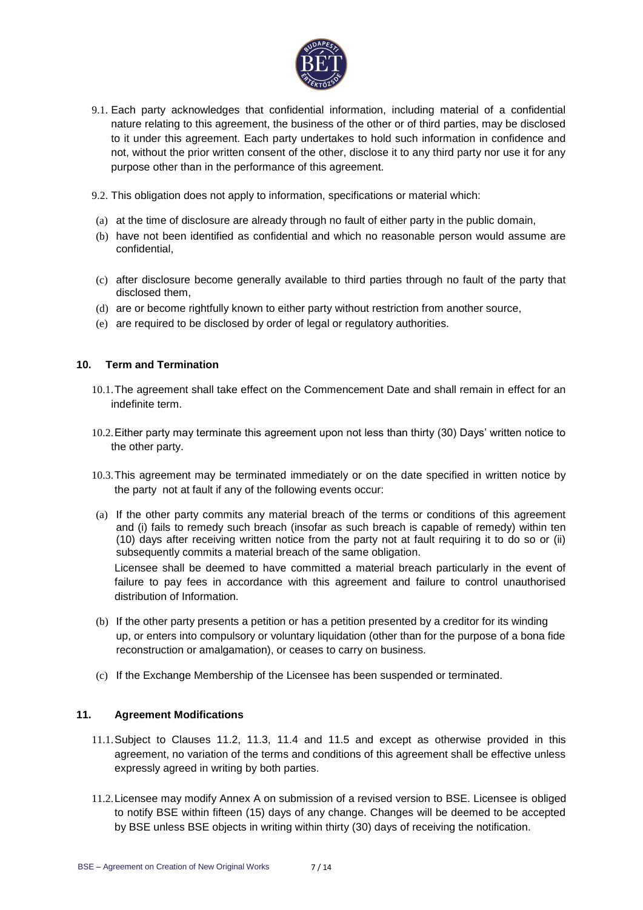9.1. Each party acknowledges that confidential information, including material of a confidential nature relating to this agreement, the business of the other or of third parties, may be disclosed to it under this agreement. Each party undertakes to hold such information in confidence and not, without the prior written consent of the other, disclose it to any third party nor use it for any purpose other than in the performance of this agreement.

9.2. This obligation does not apply to information, specifications or material which:

(a) at the time of disclosure are already through no fault of either party in the public domain,

(b) have not been identified as confidential and which no reasonable person would assume are confidential,

(c) after disclosure become generally available to third parties through no fault of the party that disclosed them,

(d) are or become rightfully known to either party without restriction from another source,

(e) are required to be disclosed by order of legal or regulatory authorities.

## 10. Term and Termination

10.1. The agreement shall take effect on the Commencement Date and shall remain in effect for an indefinite term.

10.2. Either party may terminate this agreement upon not less than thirty (30) Days' written notice to the other party.

10.3. This agreement may be terminated immediately or on the date specified in written notice by the party not at fault if any of the following events occur:

(a) If the other party commits any material breach of the terms or conditions of this agreement and (i) fails to remedy such breach (insofar as such breach is capable of remedy) within ten (10) days after receiving written notice from the party not at fault requiring it to do so or (ii) subsequently commits a material breach of the same obligation.

Licensee shall be deemed to have committed a material breach particularly in the event of failure to pay fees in accordance with this agreement and failure to control unauthorised distribution of Information.

(b) If the other party presents a petition or has a petition presented by a creditor for its winding up, or enters into compulsory or voluntary liquidation (other than for the purpose of a bona fide reconstruction or amalgamation), or ceases to carry on business.

(c) If the Exchange Membership of the Licensee has been suspended or terminated.

## 11. Agreement Modifications

11.1. Subject to Clauses 11.2, 11.3, 11.4 and 11.5 and except as otherwise provided in this agreement, no variation of the terms and conditions of this agreement shall be effective unless expressly agreed in writing by both parties.

11.2. Licensee may modify Annex A on submission of a revised version to BSE. Licensee is obliged to notify BSE within fifteen (15) days of any change. Changes will be deemed to be accepted by BSE unless BSE objects in writing within thirty (30) days of receiving the notification.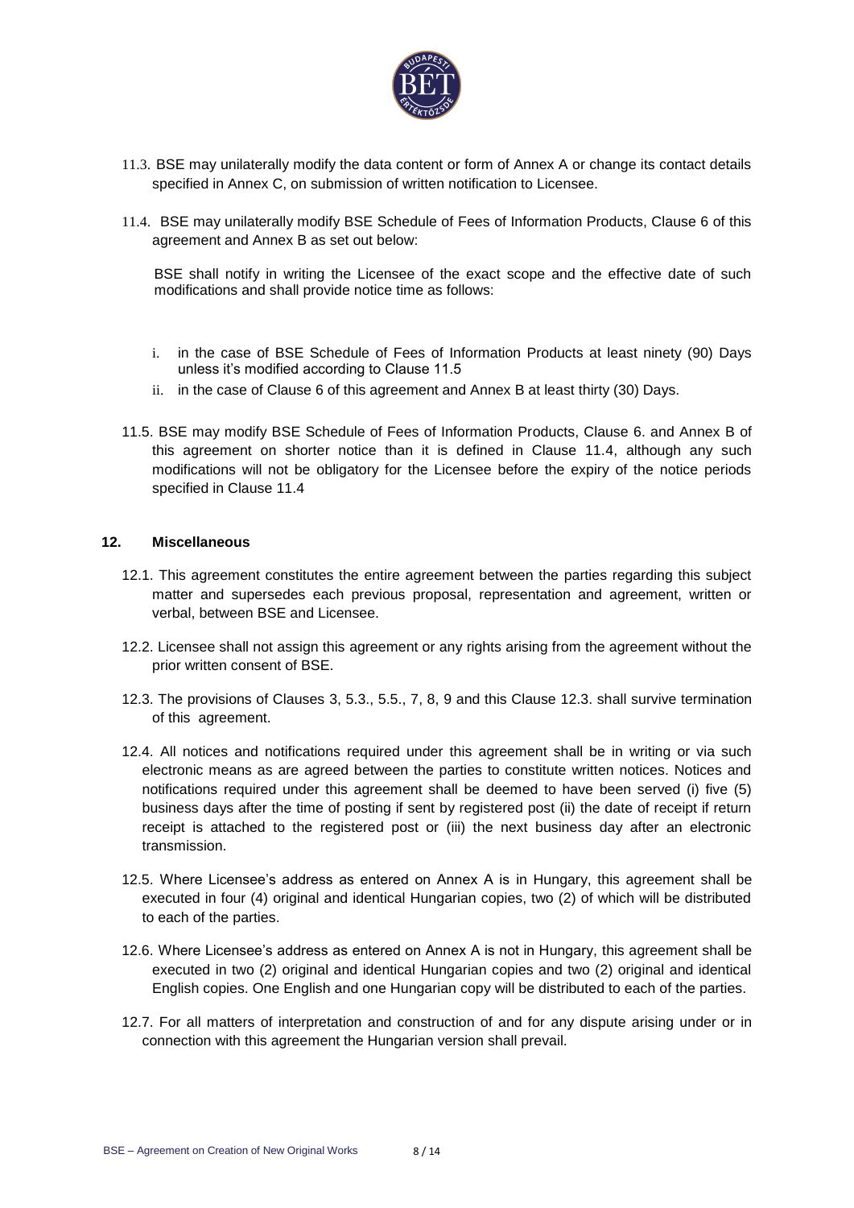11.3. BSE may unilaterally modify the data content or form of Annex A or change its contact details specified in Annex C, on submission of written notification to Licensee.

11.4. BSE may unilaterally modify BSE Schedule of Fees of Information Products, Clause 6 of this agreement and Annex B as set out below:

BSE shall notify in writing the Licensee of the exact scope and the effective date of such modifications and shall provide notice time as follows:

i. in the case of BSE Schedule of Fees of Information Products at least ninety (90) Days unless it's modified according to Clause 11.5

ii. in the case of Clause 6 of this agreement and Annex B at least thirty (30) Days.

11.5. BSE may modify BSE Schedule of Fees of Information Products, Clause 6. and Annex B of this agreement on shorter notice than it is defined in Clause 11.4, although any such modifications will not be obligatory for the Licensee before the expiry of the notice periods specified in Clause 11.4

## 12. Miscellaneous

12.1. This agreement constitutes the entire agreement between the parties regarding this subject matter and supersedes each previous proposal, representation and agreement, written or verbal, between BSE and Licensee.

12.2. Licensee shall not assign this agreement or any rights arising from the agreement without the prior written consent of BSE.

12.3. The provisions of Clauses 3, 5.3., 5.5., 7, 8, 9 and this Clause 12.3. shall survive termination of this agreement.

12.4. All notices and notifications required under this agreement shall be in writing or via such electronic means as are agreed between the parties to constitute written notices. Notices and notifications required under this agreement shall be deemed to have been served (i) five (5) business days after the time of posting if sent by registered post (ii) the date of receipt if return receipt is attached to the registered post or (iii) the next business day after an electronic transmission.

12.5. Where Licensee's address as entered on Annex A is in Hungary, this agreement shall be executed in four (4) original and identical Hungarian copies, two (2) of which will be distributed to each of the parties.

12.6. Where Licensee's address as entered on Annex A is not in Hungary, this agreement shall be executed in two (2) original and identical Hungarian copies and two (2) original and identical English copies. One English and one Hungarian copy will be distributed to each of the parties.

12.7. For all matters of interpretation and construction of and for any dispute arising under or in connection with this agreement the Hungarian version shall prevail.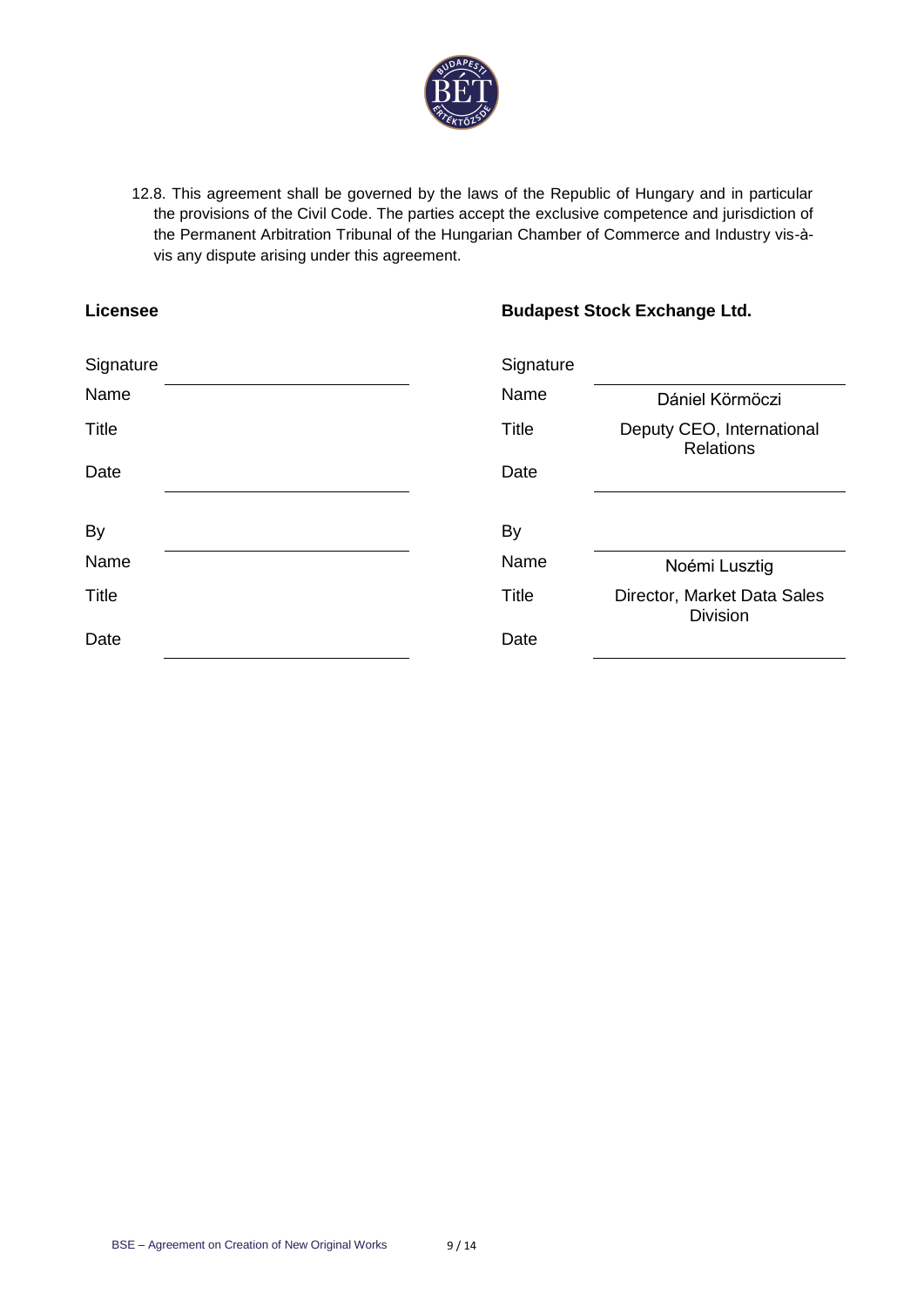12.8. This agreement shall be governed by the laws of the Republic of Hungary and in particular the provisions of the Civil Code. The parties accept the exclusive competence and jurisdiction of the Permanent Arbitration Tribunal of the Hungarian Chamber of Commerce and Industry vis-à-vis any dispute arising under this agreement.

| **Licensee** | | **Budapest Stock Exchange Ltd.** | |
|---|---|---|---|
| Signature | | Signature | |
| Name | | Name | Dániel Körmöczi |
| Title | | Title | Deputy CEO, International Relations |
| Date | | Date | |
| By | | By | |
| Name | | Name | Noémi Lusztig |
| Title | | Title | Director, Market Data Sales Division |
| Date | | Date | |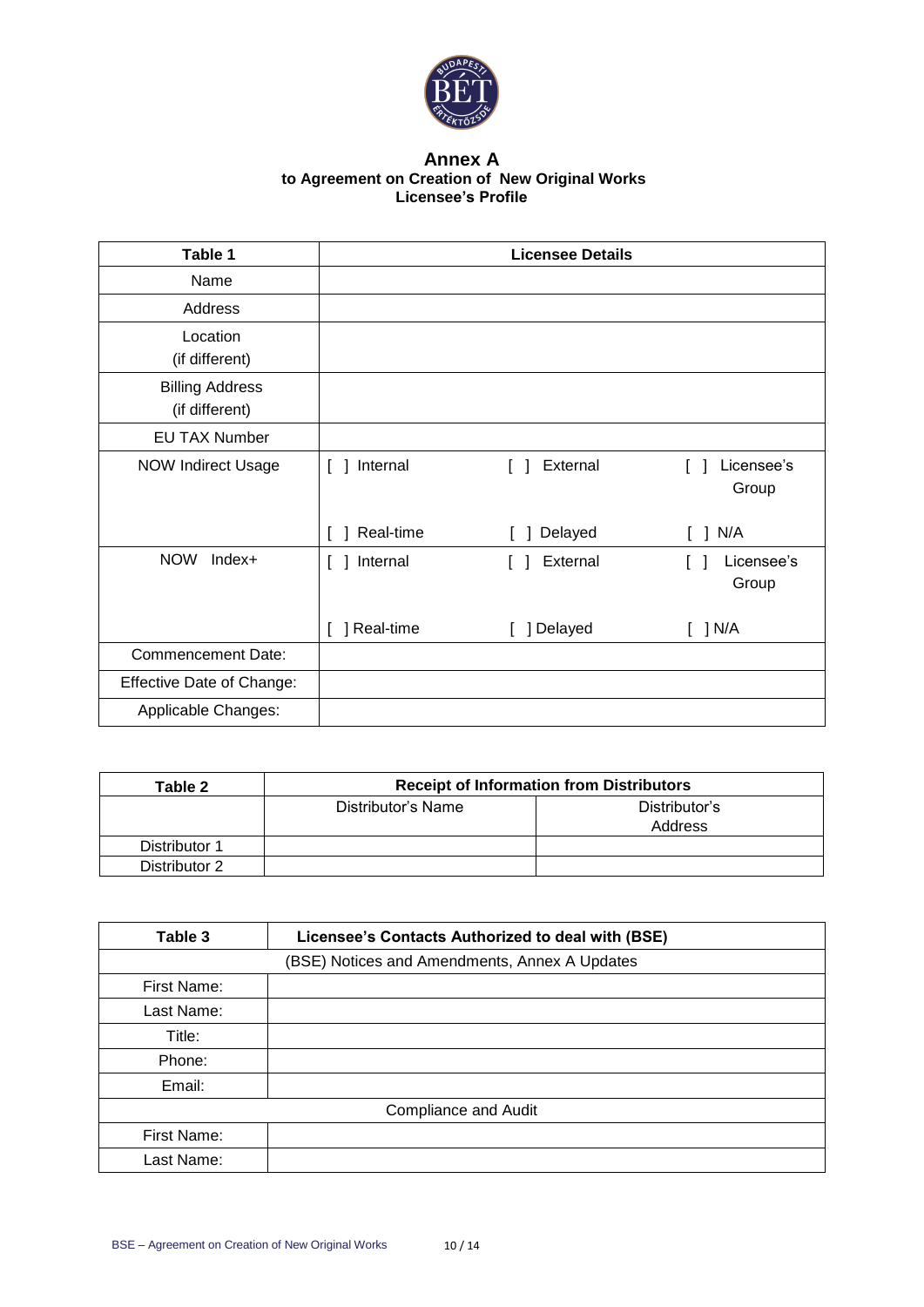# Annex A
## to Agreement on Creation of New Original Works
## Licensee's Profile

| Table 1 | Licensee Details | | |
|---|---|---|---|
| Name | | | |
| Address | | | |
| Location (if different) | | | |
| Billing Address (if different) | | | |
| EU TAX Number | | | |
| NOW Indirect Usage | [ ] Internal | [ ] External | [ ] Licensee's Group |
| | [ ] Real-time | [ ] Delayed | [ ] N/A |
| NOW Index+ | [ ] Internal | [ ] External | [ ] Licensee's Group |
| | [ ] Real-time | [ ] Delayed | [ ] N/A |
| Commencement Date: | | | |
| Effective Date of Change: | | | |
| Applicable Changes: | | | |

| Table 2 | Receipt of Information from Distributors | |
|---|---|---|
| | Distributor's Name | Distributor's Address |
| Distributor 1 | | |
| Distributor 2 | | |

| Table 3 | Licensee's Contacts Authorized to deal with (BSE) |
|---|---|
| (BSE) Notices and Amendments, Annex A Updates | |
| First Name: | |
| Last Name: | |
| Title: | |
| Phone: | |
| Email: | |
| Compliance and Audit | |
| First Name: | |
| Last Name: | |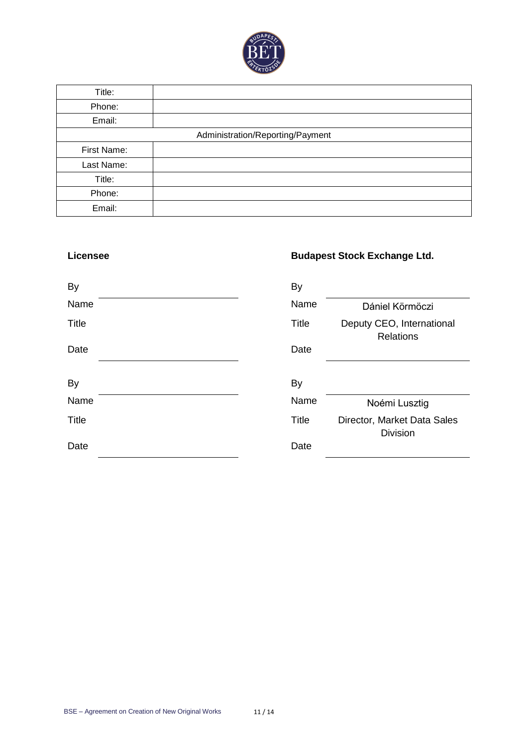| Title: | |
|---|---|
| Phone: | |
| Email: | |
| Administration/Reporting/Payment | |
| First Name: | |
| Last Name: | |
| Title: | |
| Phone: | |
| Email: | |

**Licensee**

By ______________________

Name

Title

Date ______________________

By ______________________

Name

Title

Date ______________________

**Budapest Stock Exchange Ltd.**

By ______________________

Name Dániel Körmöczi

Title Deputy CEO, International Relations

Date ______________________

By ______________________

Name Noémi Lusztig

Title Director, Market Data Sales Division

Date ______________________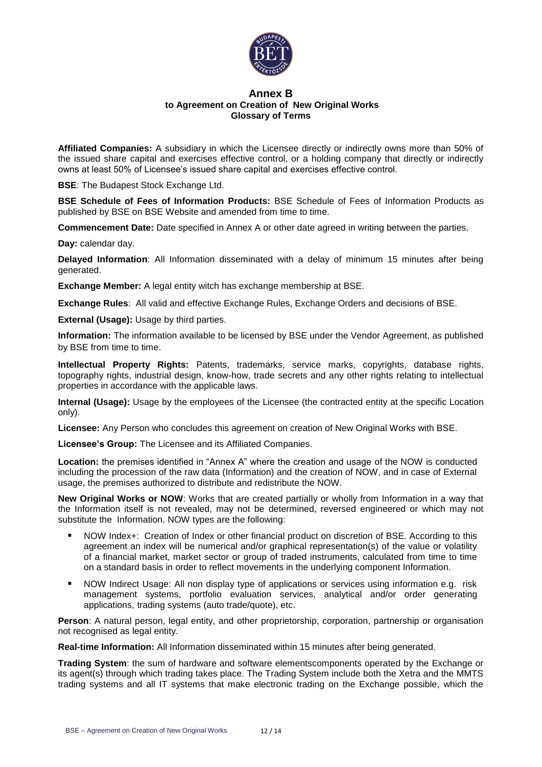# Annex B
## to Agreement on Creation of New Original Works
### Glossary of Terms

**Affiliated Companies:** A subsidiary in which the Licensee directly or indirectly owns more than 50% of the issued share capital and exercises effective control, or a holding company that directly or indirectly owns at least 50% of Licensee's issued share capital and exercises effective control.

**BSE**: The Budapest Stock Exchange Ltd.

**BSE Schedule of Fees of Information Products:** BSE Schedule of Fees of Information Products as published by BSE on BSE Website and amended from time to time.

**Commencement Date:** Date specified in Annex A or other date agreed in writing between the parties.

**Day:** calendar day.

**Delayed Information**: All Information disseminated with a delay of minimum 15 minutes after being generated.

**Exchange Member:** A legal entity witch has exchange membership at BSE.

**Exchange Rules**: All valid and effective Exchange Rules, Exchange Orders and decisions of BSE.

**External (Usage):** Usage by third parties.

**Information:** The information available to be licensed by BSE under the Vendor Agreement, as published by BSE from time to time.

**Intellectual Property Rights:** Patents, trademarks, service marks, copyrights, database rights, topography rights, industrial design, know-how, trade secrets and any other rights relating to intellectual properties in accordance with the applicable laws.

**Internal (Usage):** Usage by the employees of the Licensee (the contracted entity at the specific Location only).

**Licensee:** Any Person who concludes this agreement on creation of New Original Works with BSE.

**Licensee's Group:** The Licensee and its Affiliated Companies.

**Location:** the premises identified in "Annex A" where the creation and usage of the NOW is conducted including the procession of the raw data (Information) and the creation of NOW, and in case of External usage, the premises authorized to distribute and redistribute the NOW.

**New Original Works or NOW**: Works that are created partially or wholly from Information in a way that the Information itself is not revealed, may not be determined, reversed engineered or which may not substitute the Information. NOW types are the following:

- NOW Index+: Creation of Index or other financial product on discretion of BSE. According to this agreement an index will be numerical and/or graphical representation(s) of the value or volatility of a financial market, market sector or group of traded instruments, calculated from time to time on a standard basis in order to reflect movements in the underlying component Information.
- NOW Indirect Usage: All non display type of applications or services using information e.g. risk management systems, portfolio evaluation services, analytical and/or order generating applications, trading systems (auto trade/quote), etc.

**Person**: A natural person, legal entity, and other proprietorship, corporation, partnership or organisation not recognised as legal entity.

**Real-time Information:** All Information disseminated within 15 minutes after being generated.

**Trading System**: the sum of hardware and software elementscomponents operated by the Exchange or its agent(s) through which trading takes place. The Trading System include both the Xetra and the MMTS trading systems and all IT systems that make electronic trading on the Exchange possible, which the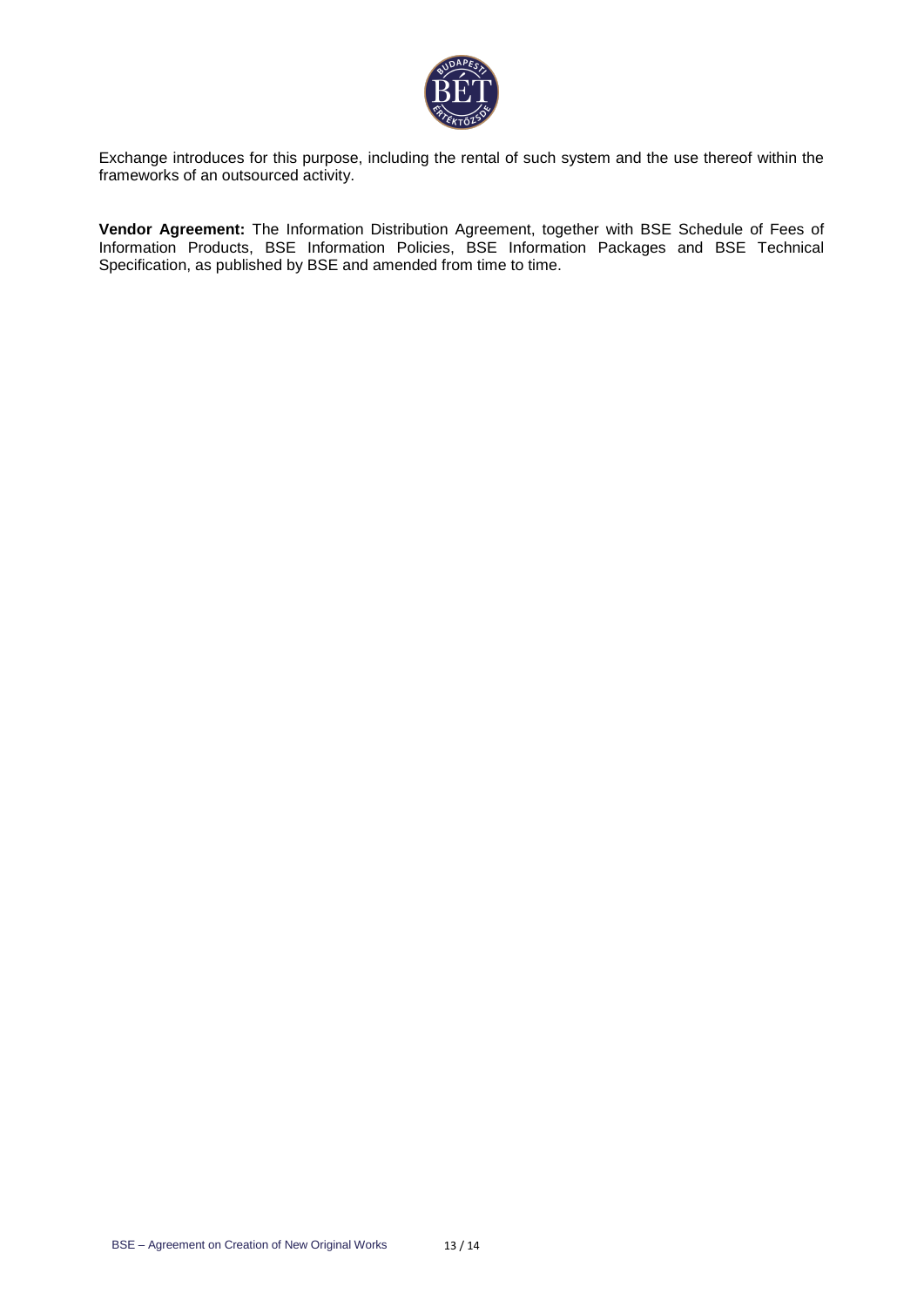Exchange introduces for this purpose, including the rental of such system and the use thereof within the frameworks of an outsourced activity.

**Vendor Agreement:** The Information Distribution Agreement, together with BSE Schedule of Fees of Information Products, BSE Information Policies, BSE Information Packages and BSE Technical Specification, as published by BSE and amended from time to time.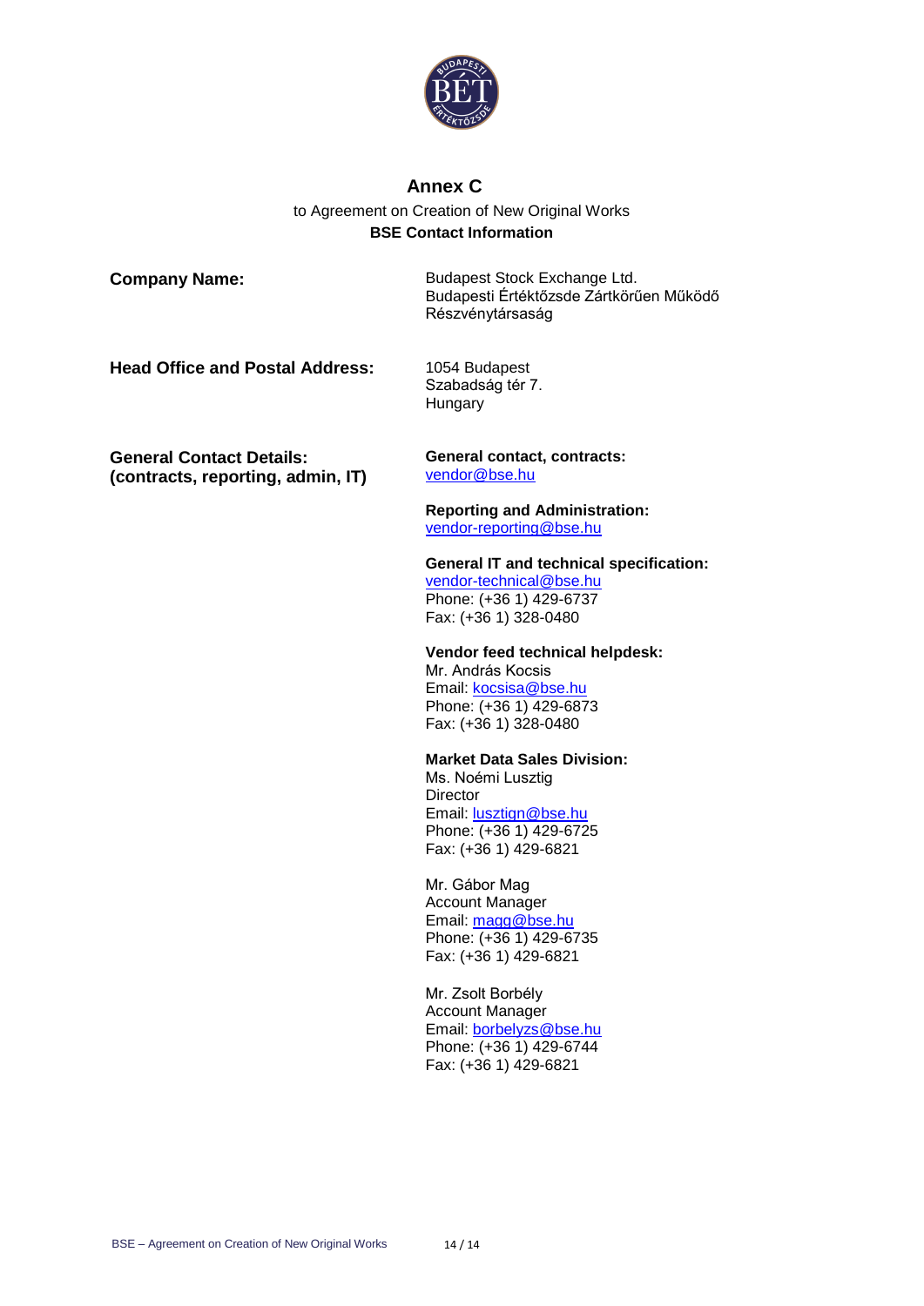# Annex C

to Agreement on Creation of New Original Works

**BSE Contact Information**

**Company Name:**

Budapest Stock Exchange Ltd.
Budapesti Értéktőzsde Zártkörűen Működő Részvénytársaság

**Head Office and Postal Address:**

1054 Budapest
Szabadság tér 7.
Hungary

**General Contact Details: (contracts, reporting, admin, IT)**

**General contact, contracts:**
vendor@bse.hu

**Reporting and Administration:**
vendor-reporting@bse.hu

**General IT and technical specification:**
vendor-technical@bse.hu
Phone: (+36 1) 429-6737
Fax: (+36 1) 328-0480

**Vendor feed technical helpdesk:**
Mr. András Kocsis
Email: kocsisa@bse.hu
Phone: (+36 1) 429-6873
Fax: (+36 1) 328-0480

**Market Data Sales Division:**
Ms. Noémi Lusztig
Director
Email: lusztign@bse.hu
Phone: (+36 1) 429-6725
Fax: (+36 1) 429-6821

Mr. Gábor Mag
Account Manager
Email: magg@bse.hu
Phone: (+36 1) 429-6735
Fax: (+36 1) 429-6821

Mr. Zsolt Borbély
Account Manager
Email: borbelyzs@bse.hu
Phone: (+36 1) 429-6744
Fax: (+36 1) 429-6821